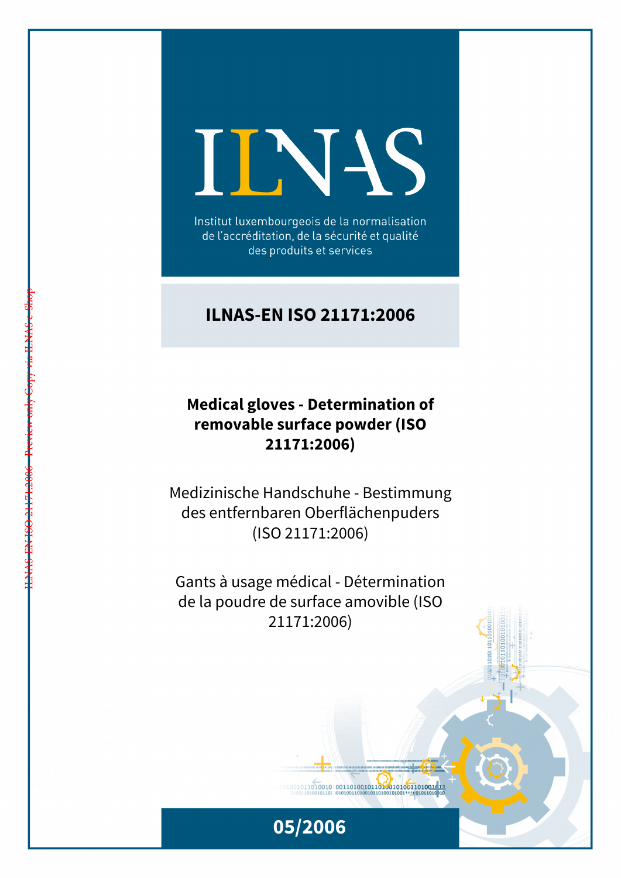# ILNAS

Institut luxembourgeois de la normalisation de l'accréditation, de la sécurité et qualité des produits et services

## ILNAS-EN ISO 21171:2006

**Medical gloves - Determination of removable surface powder (ISO 21171:2006)**

Medizinische Handschuhe - Bestimmung des entfernbaren Oberflächenpuders (ISO 21171:2006)

Gants à usage médical - Détermination de la poudre de surface amovible (ISO 21171:2006)

**05/2006**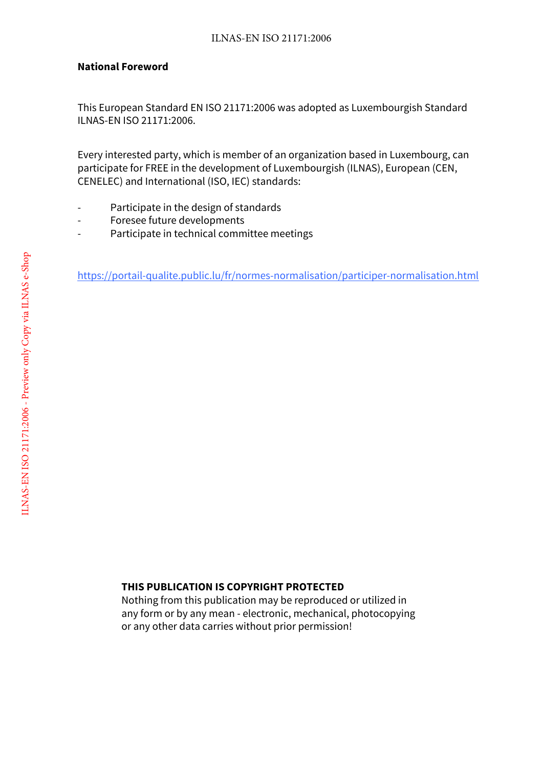**National Foreword**

This European Standard EN ISO 21171:2006 was adopted as Luxembourgish Standard ILNAS-EN ISO 21171:2006.

Every interested party, which is member of an organization based in Luxembourg, can participate for FREE in the development of Luxembourgish (ILNAS), European (CEN, CENELEC) and International (ISO, IEC) standards:

- Participate in the design of standards
- Foresee future developments
- Participate in technical committee meetings

https://portail-qualite.public.lu/fr/normes-normalisation/participer-normalisation.html

**THIS PUBLICATION IS COPYRIGHT PROTECTED**
Nothing from this publication may be reproduced or utilized in any form or by any mean - electronic, mechanical, photocopying or any other data carries without prior permission!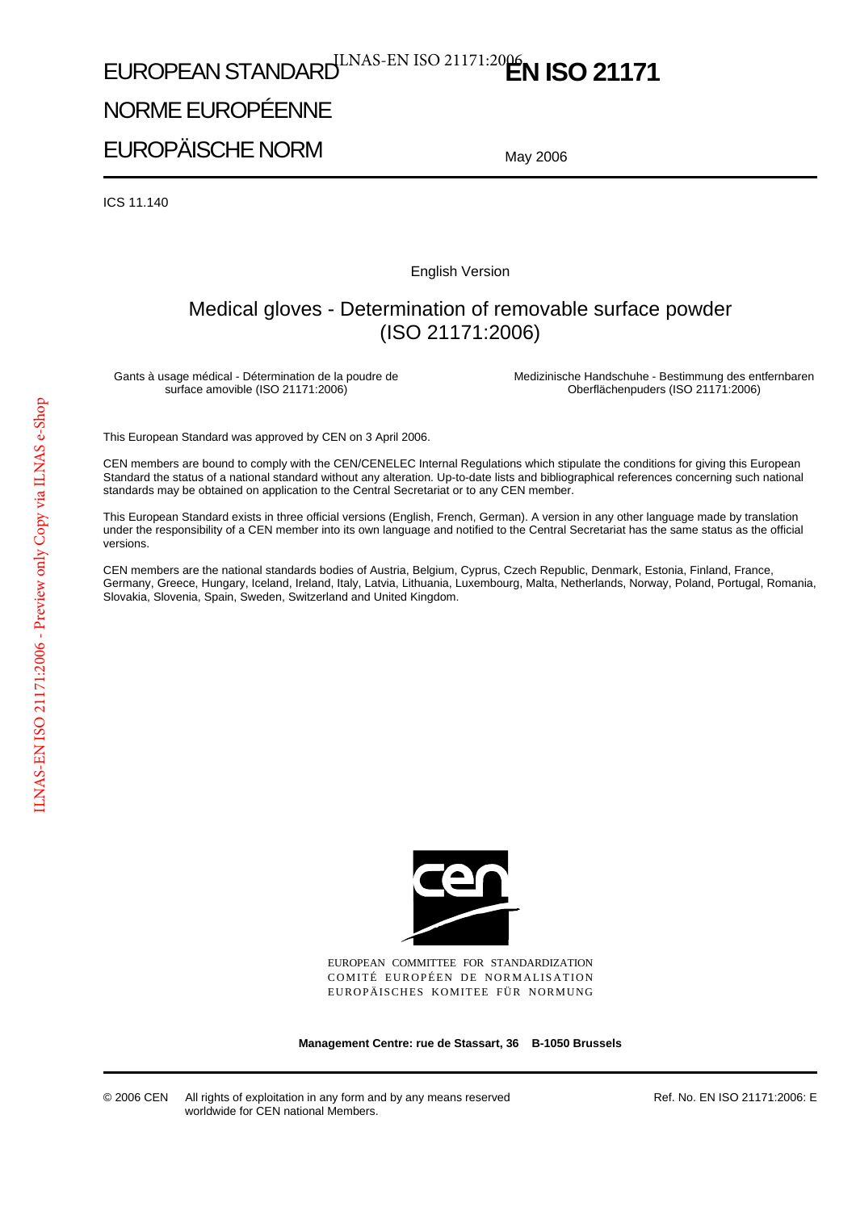EUROPEAN STANDARD

NORME EUROPÉENNE

EUROPÄISCHE NORM

**EN ISO 21171**

May 2006

ICS 11.140

English Version

# Medical gloves - Determination of removable surface powder (ISO 21171:2006)

Gants à usage médical - Détermination de la poudre de surface amovible (ISO 21171:2006)

Medizinische Handschuhe - Bestimmung des entfernbaren Oberflächenpuders (ISO 21171:2006)

This European Standard was approved by CEN on 3 April 2006.

CEN members are bound to comply with the CEN/CENELEC Internal Regulations which stipulate the conditions for giving this European Standard the status of a national standard without any alteration. Up-to-date lists and bibliographical references concerning such national standards may be obtained on application to the Central Secretariat or to any CEN member.

This European Standard exists in three official versions (English, French, German). A version in any other language made by translation under the responsibility of a CEN member into its own language and notified to the Central Secretariat has the same status as the official versions.

CEN members are the national standards bodies of Austria, Belgium, Cyprus, Czech Republic, Denmark, Estonia, Finland, France, Germany, Greece, Hungary, Iceland, Ireland, Italy, Latvia, Lithuania, Luxembourg, Malta, Netherlands, Norway, Poland, Portugal, Romania, Slovakia, Slovenia, Spain, Sweden, Switzerland and United Kingdom.

EUROPEAN COMMITTEE FOR STANDARDIZATION
COMITÉ EUROPÉEN DE NORMALISATION
EUROPÄISCHES KOMITEE FÜR NORMUNG

**Management Centre: rue de Stassart, 36 B-1050 Brussels**

© 2006 CEN All rights of exploitation in any form and by any means reserved worldwide for CEN national Members.

Ref. No. EN ISO 21171:2006: E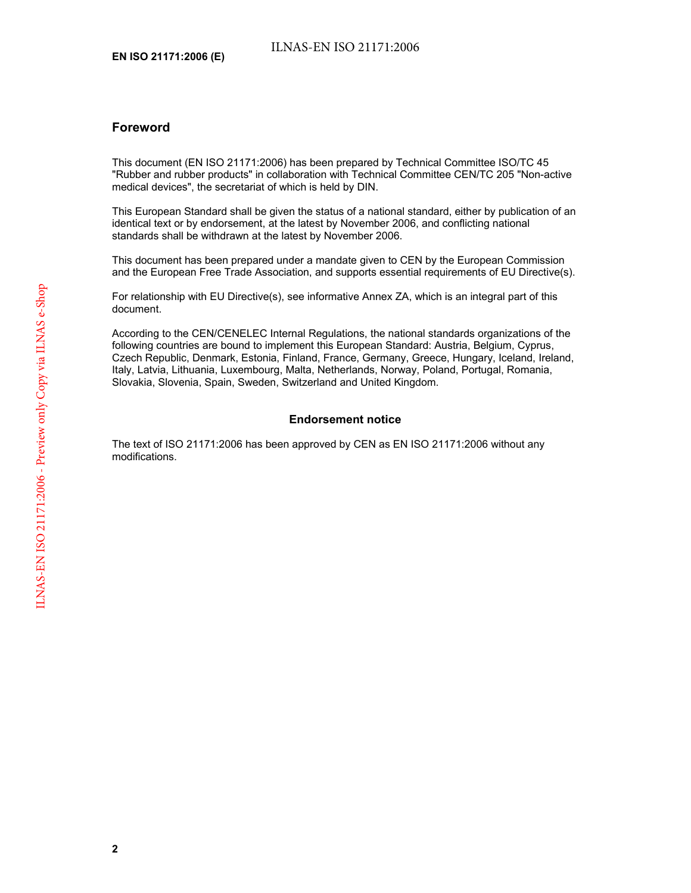## Foreword

This document (EN ISO 21171:2006) has been prepared by Technical Committee ISO/TC 45 "Rubber and rubber products" in collaboration with Technical Committee CEN/TC 205 "Non-active medical devices", the secretariat of which is held by DIN.

This European Standard shall be given the status of a national standard, either by publication of an identical text or by endorsement, at the latest by November 2006, and conflicting national standards shall be withdrawn at the latest by November 2006.

This document has been prepared under a mandate given to CEN by the European Commission and the European Free Trade Association, and supports essential requirements of EU Directive(s).

For relationship with EU Directive(s), see informative Annex ZA, which is an integral part of this document.

According to the CEN/CENELEC Internal Regulations, the national standards organizations of the following countries are bound to implement this European Standard: Austria, Belgium, Cyprus, Czech Republic, Denmark, Estonia, Finland, France, Germany, Greece, Hungary, Iceland, Ireland, Italy, Latvia, Lithuania, Luxembourg, Malta, Netherlands, Norway, Poland, Portugal, Romania, Slovakia, Slovenia, Spain, Sweden, Switzerland and United Kingdom.

### Endorsement notice

The text of ISO 21171:2006 has been approved by CEN as EN ISO 21171:2006 without any modifications.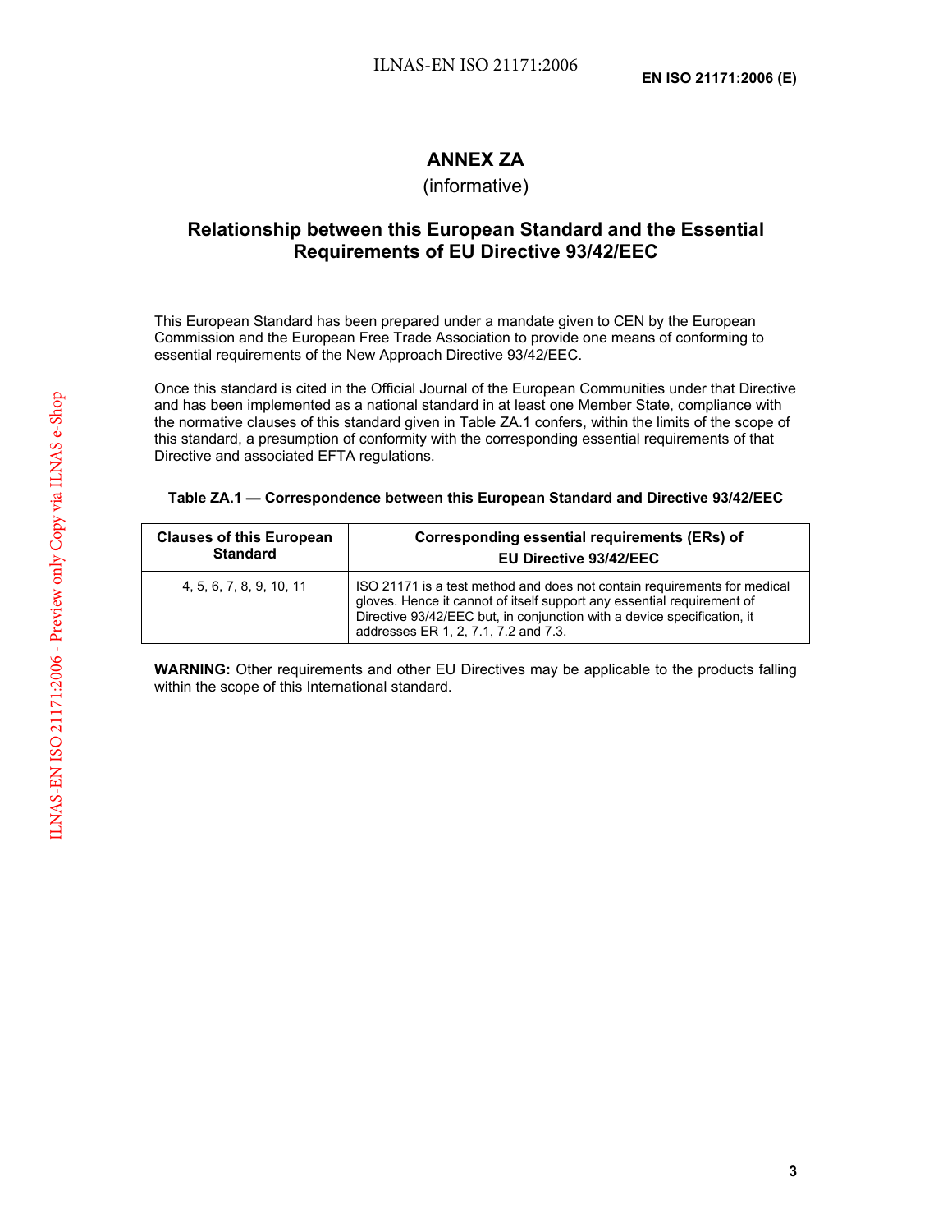# ANNEX ZA

(informative)

## Relationship between this European Standard and the Essential Requirements of EU Directive 93/42/EEC

This European Standard has been prepared under a mandate given to CEN by the European Commission and the European Free Trade Association to provide one means of conforming to essential requirements of the New Approach Directive 93/42/EEC.

Once this standard is cited in the Official Journal of the European Communities under that Directive and has been implemented as a national standard in at least one Member State, compliance with the normative clauses of this standard given in Table ZA.1 confers, within the limits of the scope of this standard, a presumption of conformity with the corresponding essential requirements of that Directive and associated EFTA regulations.

**Table ZA.1 — Correspondence between this European Standard and Directive 93/42/EEC**

| Clauses of this European Standard | Corresponding essential requirements (ERs) of EU Directive 93/42/EEC |
|---|---|
| 4, 5, 6, 7, 8, 9, 10, 11 | ISO 21171 is a test method and does not contain requirements for medical gloves. Hence it cannot of itself support any essential requirement of Directive 93/42/EEC but, in conjunction with a device specification, it addresses ER 1, 2, 7.1, 7.2 and 7.3. |

**WARNING:** Other requirements and other EU Directives may be applicable to the products falling within the scope of this International standard.